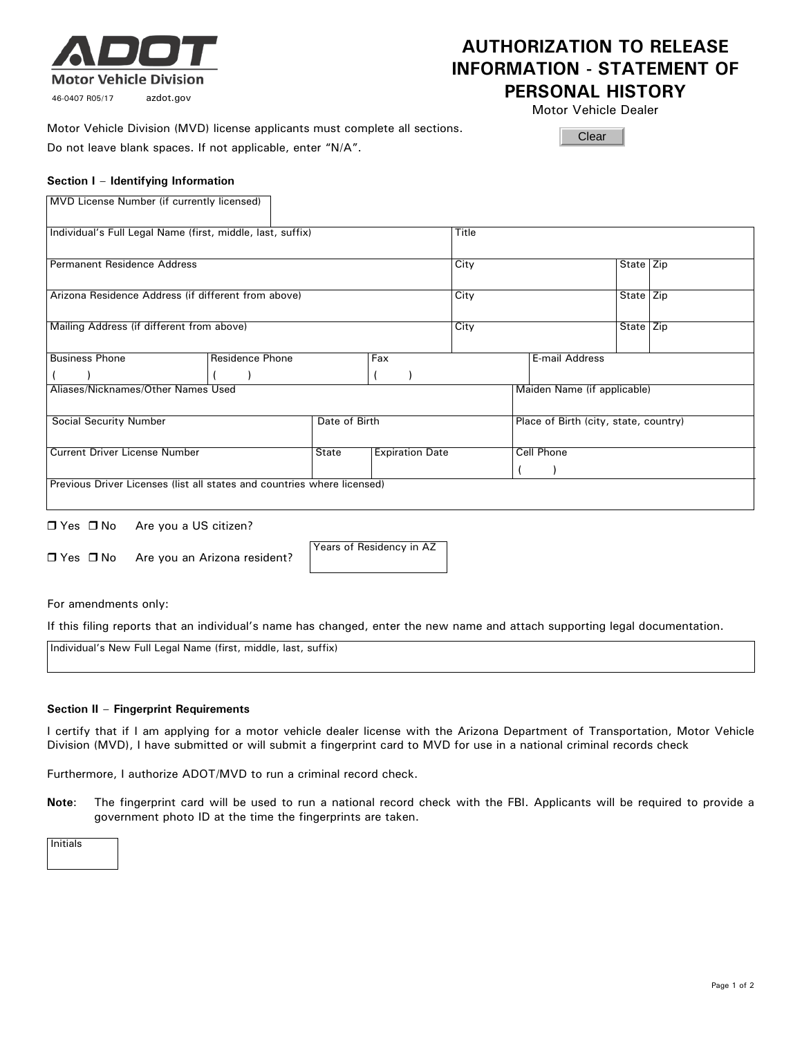**ADOT**
**Motor Vehicle Division**

46-0407 R05/17 azdot.gov

# AUTHORIZATION TO RELEASE INFORMATION - STATEMENT OF PERSONAL HISTORY

Motor Vehicle Dealer

Motor Vehicle Division (MVD) license applicants must complete all sections.

Do not leave blank spaces. If not applicable, enter "N/A".

Clear

### Section I – Identifying Information

| | | | | |
|---|---|---|---|---|
| MVD License Number (if currently licensed) | | | | |
| Individual's Full Legal Name (first, middle, last, suffix) | | Title | | |
| Permanent Residence Address | | City | State | Zip |
| Arizona Residence Address (if different from above) | | City | State | Zip |
| Mailing Address (if different from above) | | City | State | Zip |

| | | | |
|---|---|---|---|
| Business Phone ( ) | Residence Phone ( ) | Fax ( ) | E-mail Address |

| | |
|---|---|
| Aliases/Nicknames/Other Names Used | Maiden Name (if applicable) |

| | | |
|---|---|---|
| Social Security Number | Date of Birth | Place of Birth (city, state, country) |

| | | | |
|---|---|---|---|
| Current Driver License Number | State | Expiration Date | Cell Phone ( ) |

| |
|---|
| Previous Driver Licenses (list all states and countries where licensed) |

❒ Yes ❒ No Are you a US citizen?

❒ Yes ❒ No Are you an Arizona resident?

| |
|---|
| Years of Residency in AZ |

For amendments only:

If this filing reports that an individual's name has changed, enter the new name and attach supporting legal documentation.

| |
|---|
| Individual's New Full Legal Name (first, middle, last, suffix) |

### Section II – Fingerprint Requirements

I certify that if I am applying for a motor vehicle dealer license with the Arizona Department of Transportation, Motor Vehicle Division (MVD), I have submitted or will submit a fingerprint card to MVD for use in a national criminal records check

Furthermore, I authorize ADOT/MVD to run a criminal record check.

**Note**: The fingerprint card will be used to run a national record check with the FBI. Applicants will be required to provide a government photo ID at the time the fingerprints are taken.

| |
|---|
| Initials |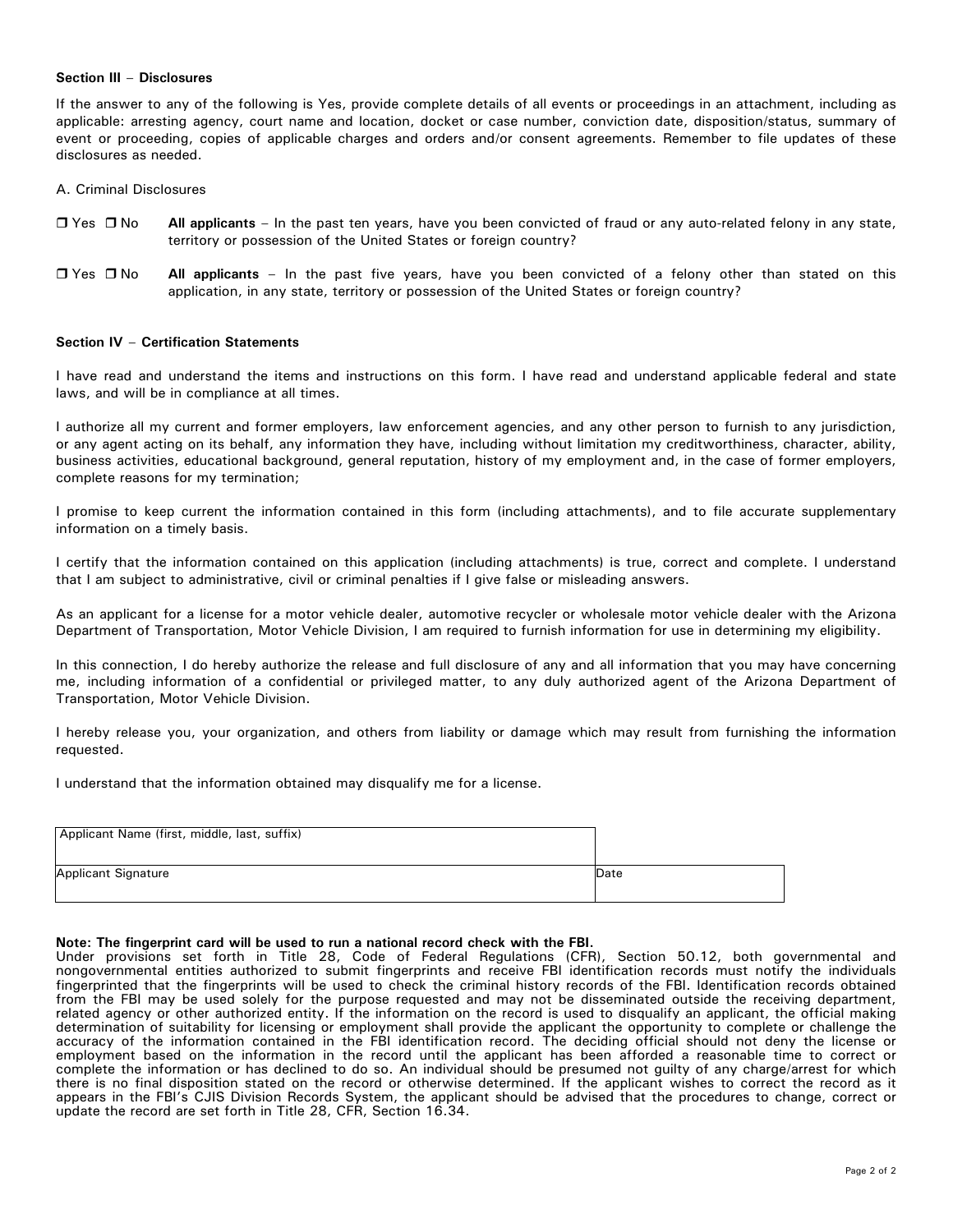**Section III – Disclosures**

If the answer to any of the following is Yes, provide complete details of all events or proceedings in an attachment, including as applicable: arresting agency, court name and location, docket or case number, conviction date, disposition/status, summary of event or proceeding, copies of applicable charges and orders and/or consent agreements. Remember to file updates of these disclosures as needed.

A. Criminal Disclosures

❒ Yes ❒ No **All applicants** – In the past ten years, have you been convicted of fraud or any auto-related felony in any state, territory or possession of the United States or foreign country?

❒ Yes ❒ No **All applicants** – In the past five years, have you been convicted of a felony other than stated on this application, in any state, territory or possession of the United States or foreign country?

**Section IV – Certification Statements**

I have read and understand the items and instructions on this form. I have read and understand applicable federal and state laws, and will be in compliance at all times.

I authorize all my current and former employers, law enforcement agencies, and any other person to furnish to any jurisdiction, or any agent acting on its behalf, any information they have, including without limitation my creditworthiness, character, ability, business activities, educational background, general reputation, history of my employment and, in the case of former employers, complete reasons for my termination;

I promise to keep current the information contained in this form (including attachments), and to file accurate supplementary information on a timely basis.

I certify that the information contained on this application (including attachments) is true, correct and complete. I understand that I am subject to administrative, civil or criminal penalties if I give false or misleading answers.

As an applicant for a license for a motor vehicle dealer, automotive recycler or wholesale motor vehicle dealer with the Arizona Department of Transportation, Motor Vehicle Division, I am required to furnish information for use in determining my eligibility.

In this connection, I do hereby authorize the release and full disclosure of any and all information that you may have concerning me, including information of a confidential or privileged matter, to any duly authorized agent of the Arizona Department of Transportation, Motor Vehicle Division.

I hereby release you, your organization, and others from liability or damage which may result from furnishing the information requested.

I understand that the information obtained may disqualify me for a license.

| | |
|---|---|
| Applicant Name (first, middle, last, suffix) | |
| Applicant Signature | Date |

**Note: The fingerprint card will be used to run a national record check with the FBI.**
Under provisions set forth in Title 28, Code of Federal Regulations (CFR), Section 50.12, both governmental and nongovernmental entities authorized to submit fingerprints and receive FBI identification records must notify the individuals fingerprinted that the fingerprints will be used to check the criminal history records of the FBI. Identification records obtained from the FBI may be used solely for the purpose requested and may not be disseminated outside the receiving department, related agency or other authorized entity. If the information on the record is used to disqualify an applicant, the official making determination of suitability for licensing or employment shall provide the applicant the opportunity to complete or challenge the accuracy of the information contained in the FBI identification record. The deciding official should not deny the license or employment based on the information in the record until the applicant has been afforded a reasonable time to correct or complete the information or has declined to do so. An individual should be presumed not guilty of any charge/arrest for which there is no final disposition stated on the record or otherwise determined. If the applicant wishes to correct the record as it appears in the FBI's CJIS Division Records System, the applicant should be advised that the procedures to change, correct or update the record are set forth in Title 28, CFR, Section 16.34.